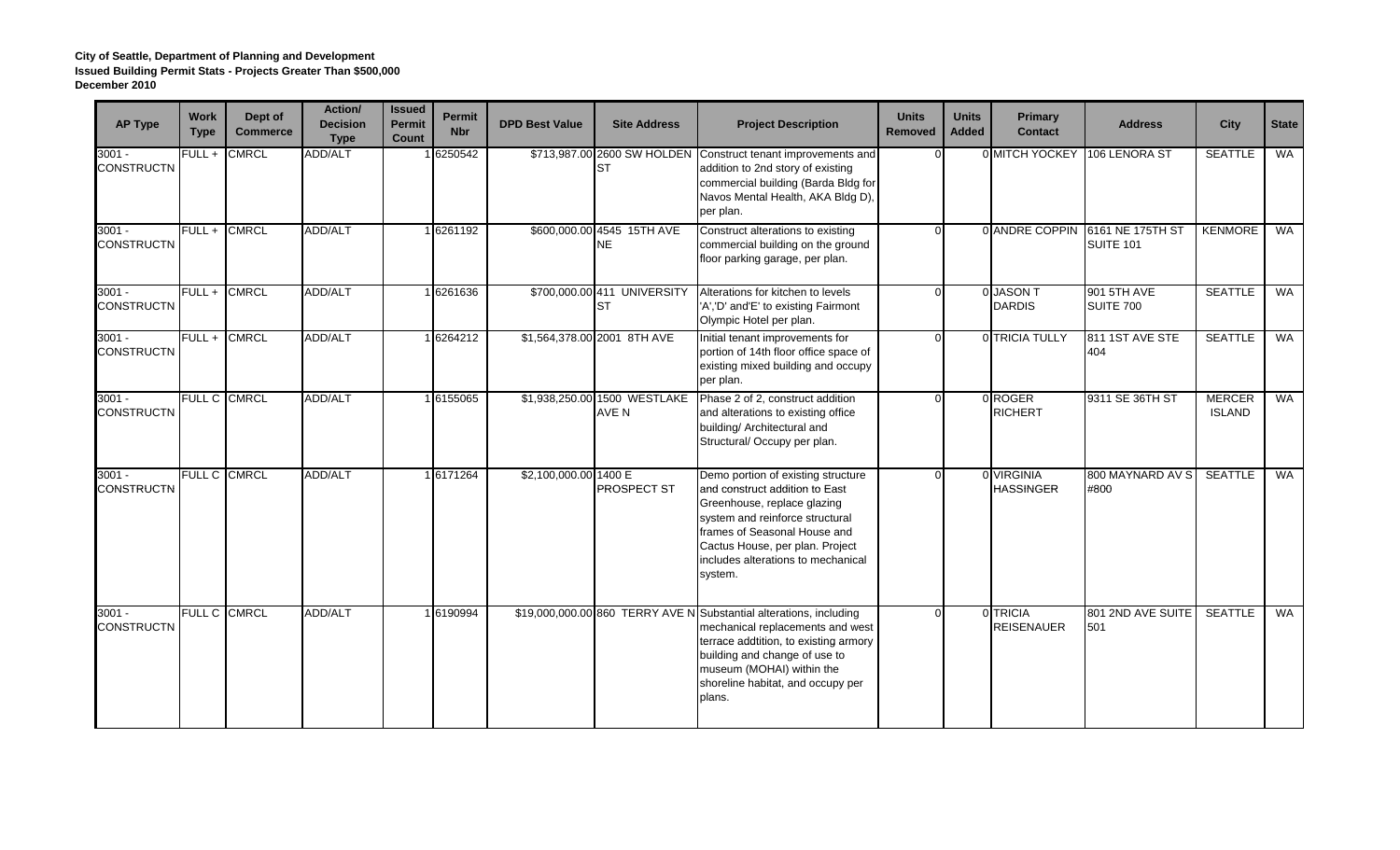**City of Seattle, Department of Planning and Development**
**Issued Building Permit Stats - Projects Greater Than $500,000**
**December 2010**

| AP Type | Work Type | Dept of Commerce | Action/ Decision Type | Issued Permit Count | Permit Nbr | DPD Best Value | Site Address | Project Description | Units Removed | Units Added | Primary Contact | Address | City | State |
|---|---|---|---|---|---|---|---|---|---|---|---|---|---|---|
| 3001 - CONSTRUCTN | FULL + | CMRCL | ADD/ALT | 1 | 6250542 | $713,987.00 | 2600 SW HOLDEN ST | Construct tenant improvements and addition to 2nd story of existing commercial building (Barda Bldg for Navos Mental Health, AKA Bldg D), per plan. | 0 | 0 | MITCH YOCKEY | 106 LENORA ST | SEATTLE | WA |
| 3001 - CONSTRUCTN | FULL + | CMRCL | ADD/ALT | 1 | 6261192 | $600,000.00 | 4545 15TH AVE NE | Construct alterations to existing commercial building on the ground floor parking garage, per plan. | 0 | 0 | ANDRE COPPIN | 6161 NE 175TH ST SUITE 101 | KENMORE | WA |
| 3001 - CONSTRUCTN | FULL + | CMRCL | ADD/ALT | 1 | 6261636 | $700,000.00 | 411 UNIVERSITY ST | Alterations for kitchen to levels 'A','D' and'E' to existing Fairmont Olympic Hotel per plan. | 0 | 0 | JASON T DARDIS | 901 5TH AVE SUITE 700 | SEATTLE | WA |
| 3001 - CONSTRUCTN | FULL + | CMRCL | ADD/ALT | 1 | 6264212 | $1,564,378.00 | 2001 8TH AVE | Initial tenant improvements for portion of 14th floor office space of existing mixed building and occupy per plan. | 0 | 0 | TRICIA TULLY | 811 1ST AVE STE 404 | SEATTLE | WA |
| 3001 - CONSTRUCTN | FULL C | CMRCL | ADD/ALT | 1 | 6155065 | $1,938,250.00 | 1500 WESTLAKE AVE N | Phase 2 of 2, construct addition and alterations to existing office building/ Architectural and Structural/ Occupy per plan. | 0 | 0 | ROGER RICHERT | 9311 SE 36TH ST | MERCER ISLAND | WA |
| 3001 - CONSTRUCTN | FULL C | CMRCL | ADD/ALT | 1 | 6171264 | $2,100,000.00 | 1400 E PROSPECT ST | Demo portion of existing structure and construct addition to East Greenhouse, replace glazing system and reinforce structural frames of Seasonal House and Cactus House, per plan. Project includes alterations to mechanical system. | 0 | 0 | VIRGINIA HASSINGER | 800 MAYNARD AV S #800 | SEATTLE | WA |
| 3001 - CONSTRUCTN | FULL C | CMRCL | ADD/ALT | 1 | 6190994 | $19,000,000.00 | 860 TERRY AVE N | Substantial alterations, including mechanical replacements and west terrace addtition, to existing armory building and change of use to museum (MOHAI) within the shoreline habitat, and occupy per plans. | 0 | 0 | TRICIA REISENAUER | 801 2ND AVE SUITE 501 | SEATTLE | WA |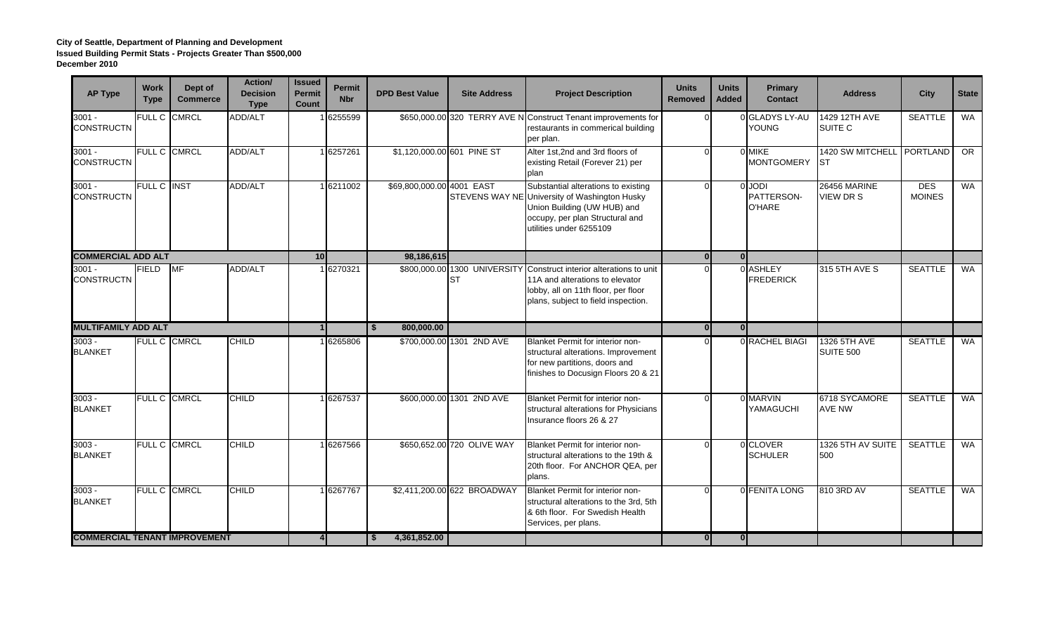**City of Seattle, Department of Planning and Development**
**Issued Building Permit Stats - Projects Greater Than $500,000**
**December 2010**

| AP Type | Work Type | Dept of Commerce | Action/ Decision Type | Issued Permit Count | Permit Nbr | DPD Best Value | Site Address | Project Description | Units Removed | Units Added | Primary Contact | Address | City | State |
|---|---|---|---|---|---|---|---|---|---|---|---|---|---|---|
| 3001 - CONSTRUCTN | FULL C | CMRCL | ADD/ALT | 1 | 6255599 | $650,000.00 | 320 TERRY AVE N | Construct Tenant improvements for restaurants in commerical building per plan. | 0 | 0 | GLADYS LY-AU YOUNG | 1429 12TH AVE SUITE C | SEATTLE | WA |
| 3001 - CONSTRUCTN | FULL C | CMRCL | ADD/ALT | 1 | 6257261 | $1,120,000.00 | 601 PINE ST | Alter 1st,2nd and 3rd floors of existing Retail (Forever 21) per plan | 0 | 0 | MIKE MONTGOMERY | 1420 SW MITCHELL ST | PORTLAND | OR |
| 3001 - CONSTRUCTN | FULL C | INST | ADD/ALT | 1 | 6211002 | $69,800,000.00 | 4001 EAST STEVENS WAY NE | Substantial alterations to existing University of Washington Husky Union Building (UW HUB) and occupy, per plan Structural and utilities under 6255109 | 0 | 0 | JODI PATTERSON-O'HARE | 26456 MARINE VIEW DR S | DES MOINES | WA |
| **COMMERCIAL ADD ALT** | | | | **10** | | **98,186,615** | | | **0** | **0** | | | | |
| 3001 - CONSTRUCTN | FIELD | MF | ADD/ALT | 1 | 6270321 | $800,000.00 | 1300 UNIVERSITY ST | Construct interior alterations to unit 11A and alterations to elevator lobby, all on 11th floor, per floor plans, subject to field inspection. | 0 | 0 | ASHLEY FREDERICK | 315 5TH AVE S | SEATTLE | WA |
| **MULTIFAMILY ADD ALT** | | | | **1** | | **$ 800,000.00** | | | **0** | **0** | | | | |
| 3003 - BLANKET | FULL C | CMRCL | CHILD | 1 | 6265806 | $700,000.00 | 1301 2ND AVE | Blanket Permit for interior non-structural alterations. Improvement for new partitions, doors and finishes to Docusign Floors 20 & 21 | 0 | 0 | RACHEL BIAGI | 1326 5TH AVE SUITE 500 | SEATTLE | WA |
| 3003 - BLANKET | FULL C | CMRCL | CHILD | 1 | 6267537 | $600,000.00 | 1301 2ND AVE | Blanket Permit for interior non-structural alterations for Physicians Insurance floors 26 & 27 | 0 | 0 | MARVIN YAMAGUCHI | 6718 SYCAMORE AVE NW | SEATTLE | WA |
| 3003 - BLANKET | FULL C | CMRCL | CHILD | 1 | 6267566 | $650,652.00 | 720 OLIVE WAY | Blanket Permit for interior non-structural alterations to the 19th & 20th floor. For ANCHOR QEA, per plans. | 0 | 0 | CLOVER SCHULER | 1326 5TH AV SUITE 500 | SEATTLE | WA |
| 3003 - BLANKET | FULL C | CMRCL | CHILD | 1 | 6267767 | $2,411,200.00 | 622 BROADWAY | Blanket Permit for interior non-structural alterations to the 3rd, 5th & 6th floor. For Swedish Health Services, per plans. | 0 | 0 | FENITA LONG | 810 3RD AV | SEATTLE | WA |
| **COMMERCIAL TENANT IMPROVEMENT** | | | | **4** | | **$ 4,361,852.00** | | | **0** | **0** | | | | |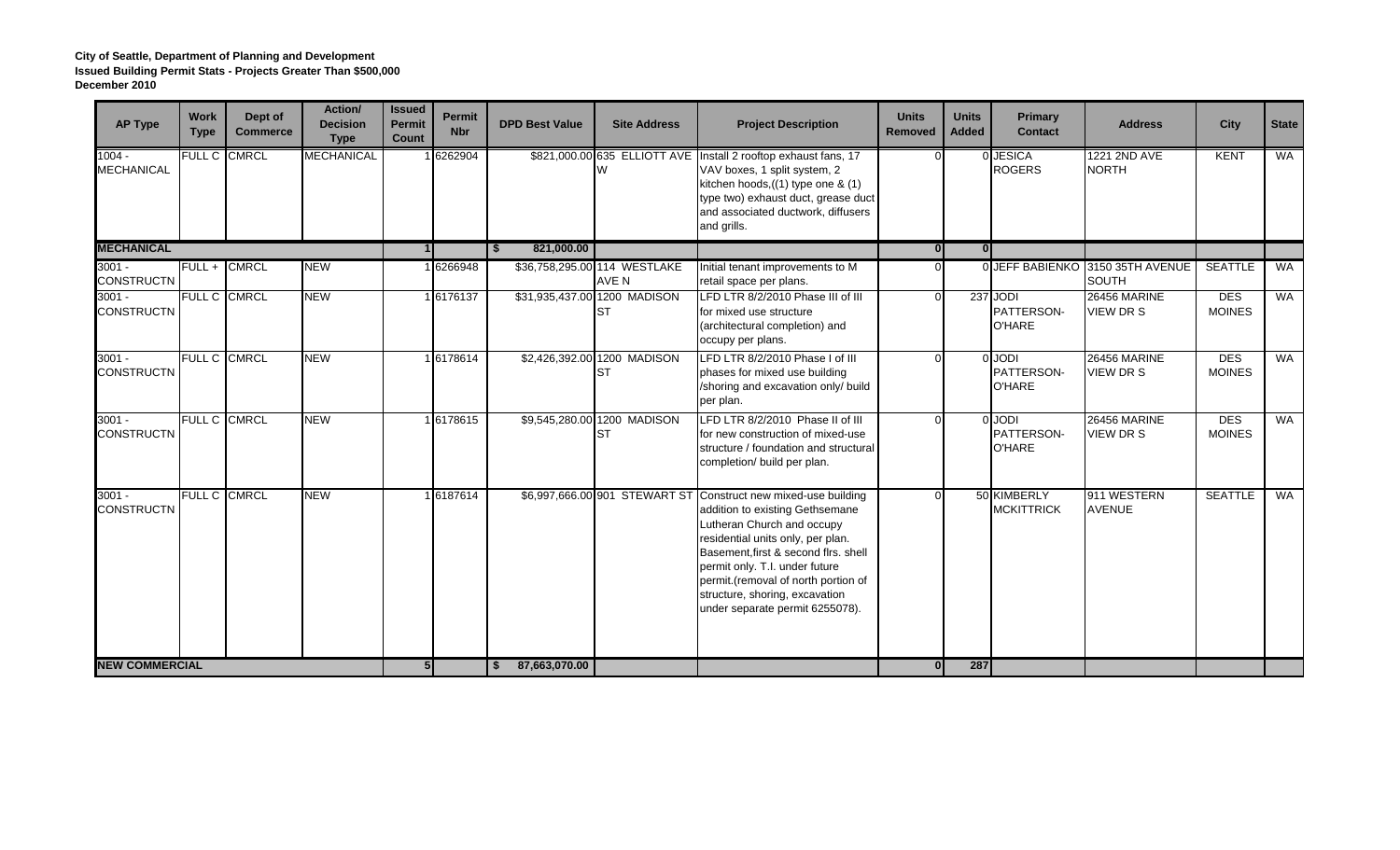**City of Seattle, Department of Planning and Development**
**Issued Building Permit Stats - Projects Greater Than $500,000**
**December 2010**

| AP Type | Work Type | Dept of Commerce | Action/ Decision Type | Issued Permit Count | Permit Nbr | DPD Best Value | Site Address | Project Description | Units Removed | Units Added | Primary Contact | Address | City | State |
|---|---|---|---|---|---|---|---|---|---|---|---|---|---|---|
| 1004 - MECHANICAL | FULL C | CMRCL | MECHANICAL | 1 | 6262904 | $821,000.00 | 635 ELLIOTT AVE W | Install 2 rooftop exhaust fans, 17 VAV boxes, 1 split system, 2 kitchen hoods,((1) type one & (1) type two) exhaust duct, grease duct and associated ductwork, diffusers and grills. | 0 | 0 | JESICA ROGERS | 1221 2ND AVE NORTH | KENT | WA |
| **MECHANICAL** | | | | **1** | | **$ 821,000.00** | | | **0** | **0** | | | | |
| 3001 - CONSTRUCTN | FULL + | CMRCL | NEW | 1 | 6266948 | $36,758,295.00 | 114 WESTLAKE AVE N | Initial tenant improvements to M retail space per plans. | 0 | 0 | JEFF BABIENKO | 3150 35TH AVENUE SOUTH | SEATTLE | WA |
| 3001 - CONSTRUCTN | FULL C | CMRCL | NEW | 1 | 6176137 | $31,935,437.00 | 1200 MADISON ST | LFD LTR 8/2/2010 Phase III of III for mixed use structure (architectural completion) and occupy per plans. | 0 | 237 | JODI PATTERSON-O'HARE | 26456 MARINE VIEW DR S | DES MOINES | WA |
| 3001 - CONSTRUCTN | FULL C | CMRCL | NEW | 1 | 6178614 | $2,426,392.00 | 1200 MADISON ST | LFD LTR 8/2/2010 Phase I of III phases for mixed use building /shoring and excavation only/ build per plan. | 0 | 0 | JODI PATTERSON-O'HARE | 26456 MARINE VIEW DR S | DES MOINES | WA |
| 3001 - CONSTRUCTN | FULL C | CMRCL | NEW | 1 | 6178615 | $9,545,280.00 | 1200 MADISON ST | LFD LTR 8/2/2010 Phase II of III for new construction of mixed-use structure / foundation and structural completion/ build per plan. | 0 | 0 | JODI PATTERSON-O'HARE | 26456 MARINE VIEW DR S | DES MOINES | WA |
| 3001 - CONSTRUCTN | FULL C | CMRCL | NEW | 1 | 6187614 | $6,997,666.00 | 901 STEWART ST | Construct new mixed-use building addition to existing Gethsemane Lutheran Church and occupy residential units only, per plan. Basement,first & second flrs. shell permit only. T.I. under future permit.(removal of north portion of structure, shoring, excavation under separate permit 6255078). | 0 | 50 | KIMBERLY MCKITTRICK | 911 WESTERN AVENUE | SEATTLE | WA |
| **NEW COMMERCIAL** | | | | **5** | | **$ 87,663,070.00** | | | **0** | **287** | | | | |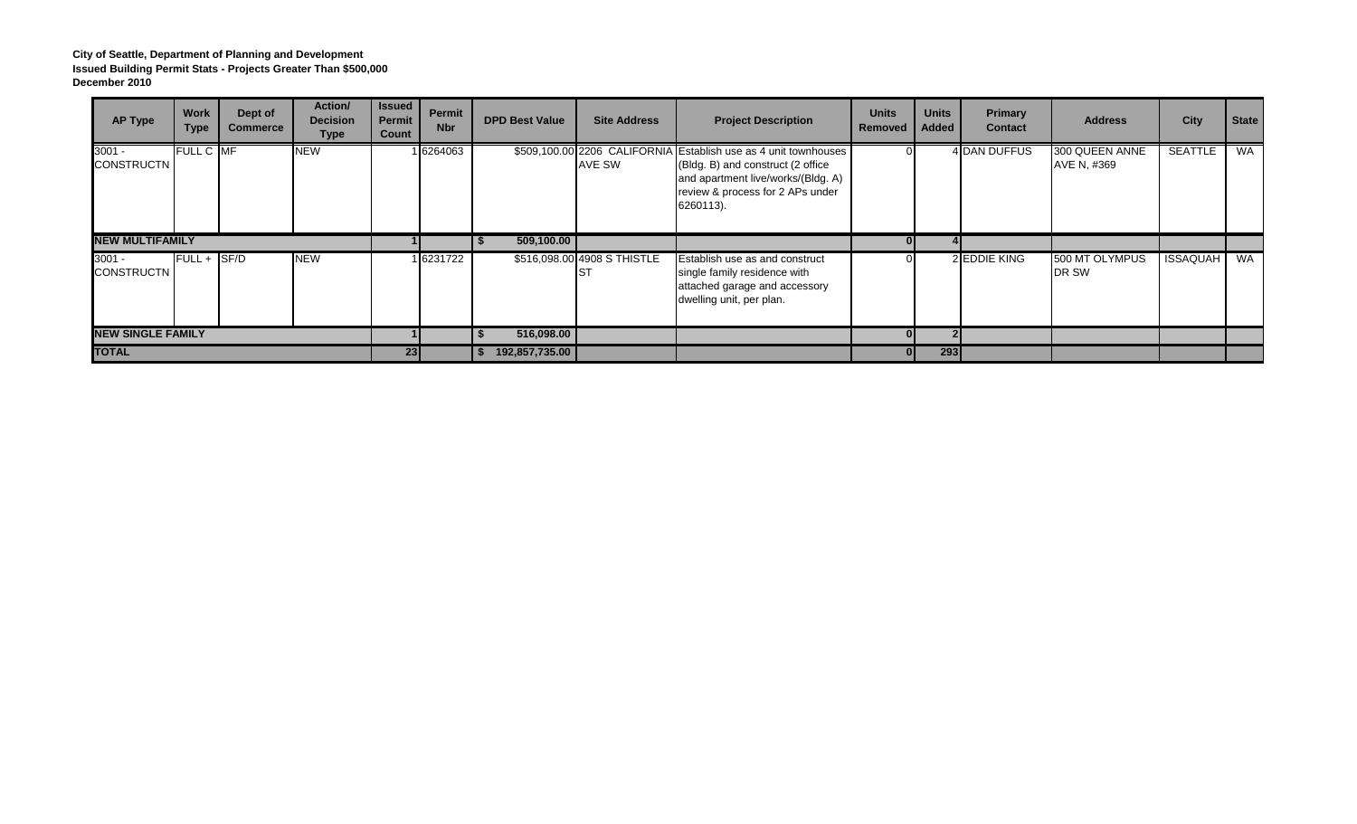**City of Seattle, Department of Planning and Development**
**Issued Building Permit Stats - Projects Greater Than $500,000**
**December 2010**

| AP Type | Work Type | Dept of Commerce | Action/ Decision Type | Issued Permit Count | Permit Nbr | DPD Best Value | Site Address | Project Description | Units Removed | Units Added | Primary Contact | Address | City | State |
|---|---|---|---|---|---|---|---|---|---|---|---|---|---|---|
| 3001 - CONSTRUCTN | FULL C | MF | NEW | 1 | 6264063 | $509,100.00 | 2206 CALIFORNIA AVE SW | Establish use as 4 unit townhouses (Bldg. B) and construct (2 office and apartment live/works/(Bldg. A) review & process for 2 APs under 6260113). | 0 | 4 | DAN DUFFUS | 300 QUEEN ANNE AVE N, #369 | SEATTLE | WA |
| **NEW MULTIFAMILY** | | | | **1** | | **$ 509,100.00** | | | **0** | **4** | | | | |
| 3001 - CONSTRUCTN | FULL + | SF/D | NEW | 1 | 6231722 | $516,098.00 | 4908 S THISTLE ST | Establish use as and construct single family residence with attached garage and accessory dwelling unit, per plan. | 0 | 2 | EDDIE KING | 500 MT OLYMPUS DR SW | ISSAQUAH | WA |
| **NEW SINGLE FAMILY** | | | | **1** | | **$ 516,098.00** | | | **0** | **2** | | | | |
| **TOTAL** | | | | **23** | | **$ 192,857,735.00** | | | **0** | **293** | | | | |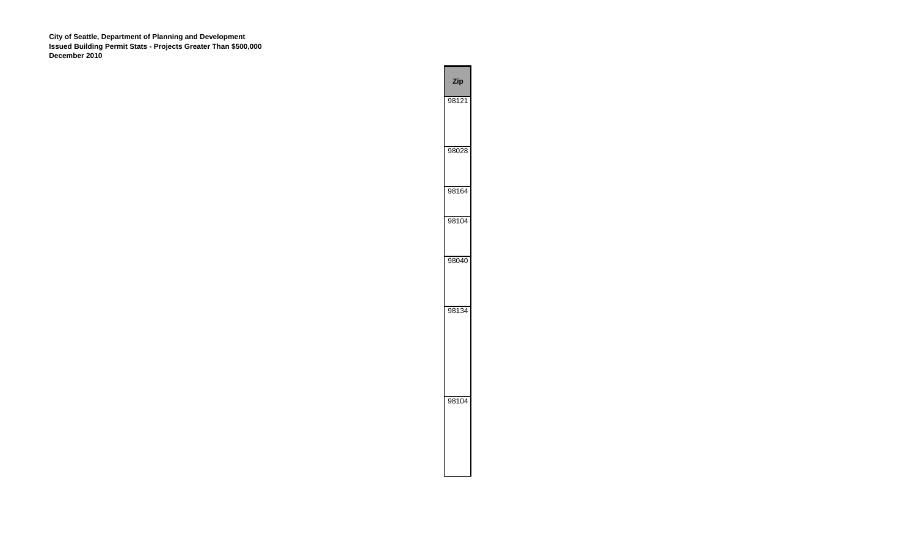**City of Seattle, Department of Planning and Development**
**Issued Building Permit Stats - Projects Greater Than $500,000**
**December 2010**

| Zip |
|---|
| 98121 |
| 98028 |
| 98164 |
| 98104 |
| 98040 |
| 98134 |
| 98104 |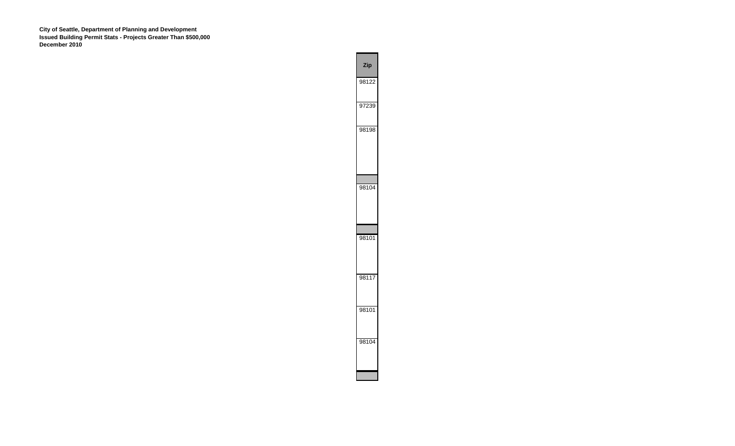**City of Seattle, Department of Planning and Development**
**Issued Building Permit Stats - Projects Greater Than $500,000**
**December 2010**

| Zip |
| --- |
| 98122 |
| 97239 |
| 98198 |
| |
| 98104 |
| |
| 98101 |
| 98117 |
| 98101 |
| 98104 |
| |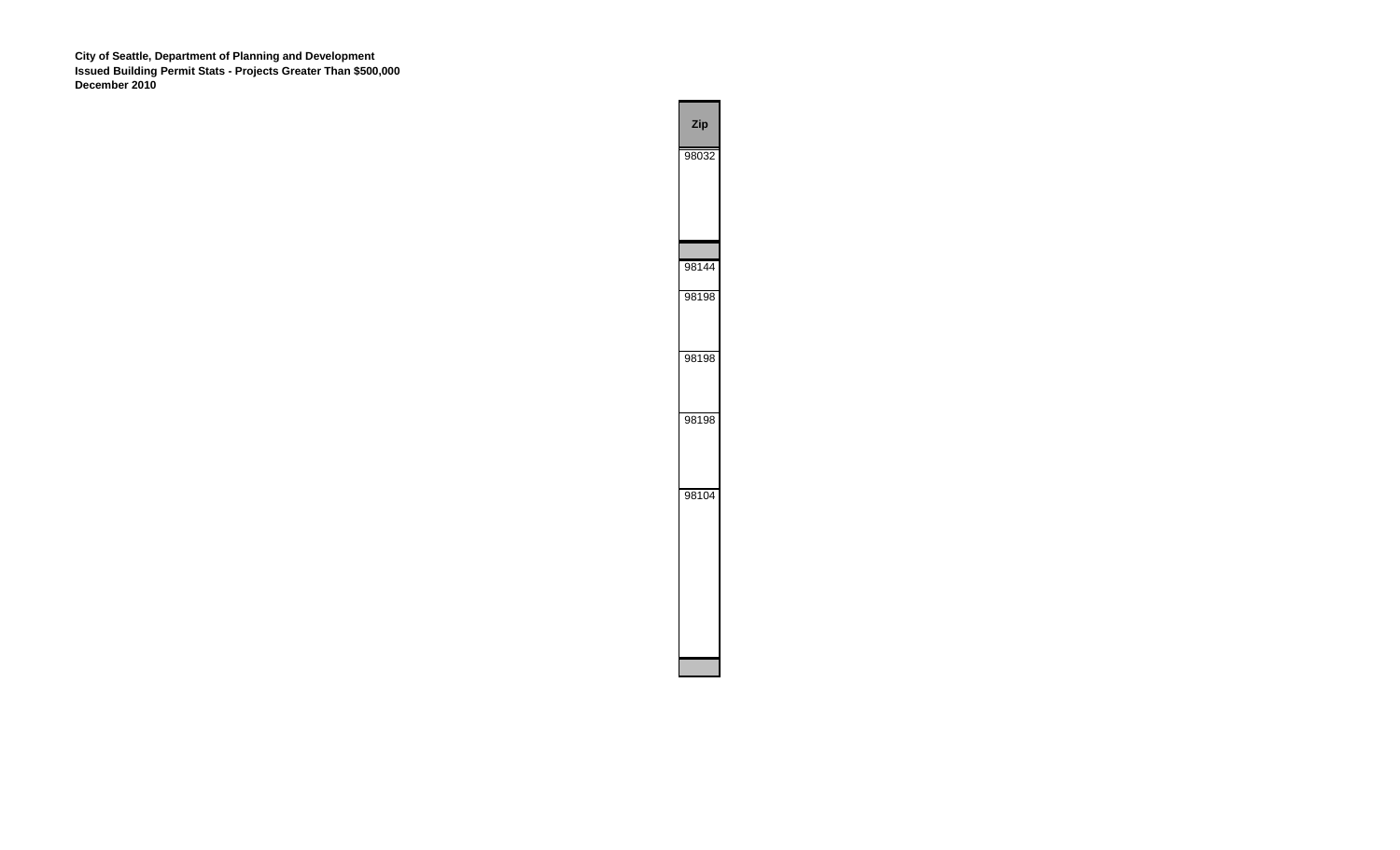**City of Seattle, Department of Planning and Development**
**Issued Building Permit Stats - Projects Greater Than $500,000**
**December 2010**

| Zip |
| --- |
| 98032 |
| |
| 98144 |
| 98198 |
| 98198 |
| 98198 |
| 98104 |
| |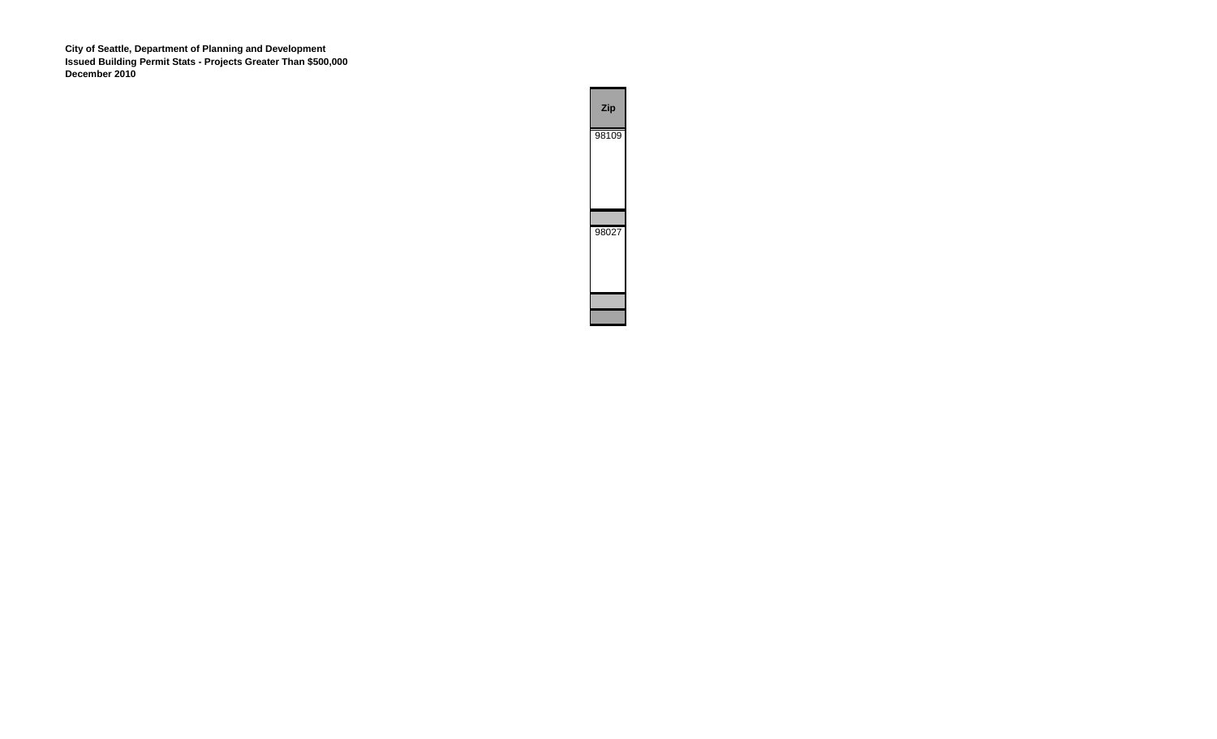**City of Seattle, Department of Planning and Development**
**Issued Building Permit Stats - Projects Greater Than $500,000**
**December 2010**

| Zip |
| --- |
| 98109 |
| |
| 98027 |
| |
| |